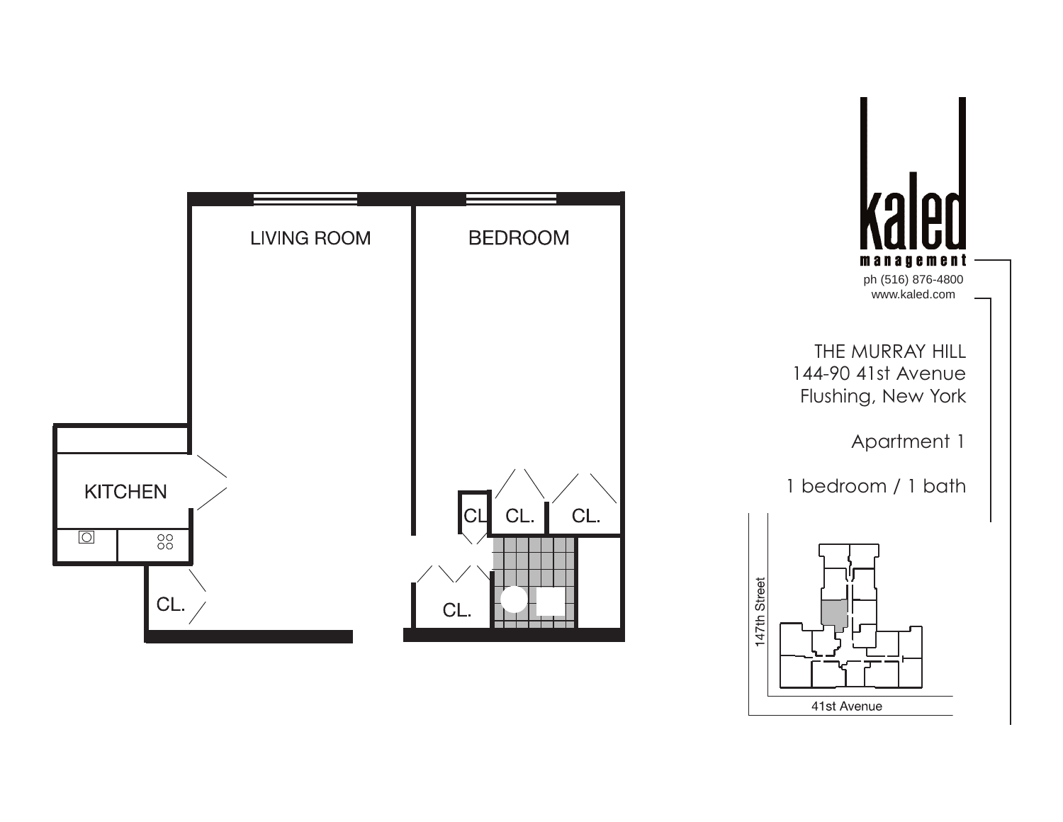kaled
management

ph (516) 876-4800
www.kaled.com

THE MURRAY HILL
144-90 41st Avenue
Flushing, New York

Apartment 1

1 bedroom / 1 bath

LIVING ROOM

BEDROOM

KITCHEN

CL.

CL

CL.

CL.

CL.

147th Street

41st Avenue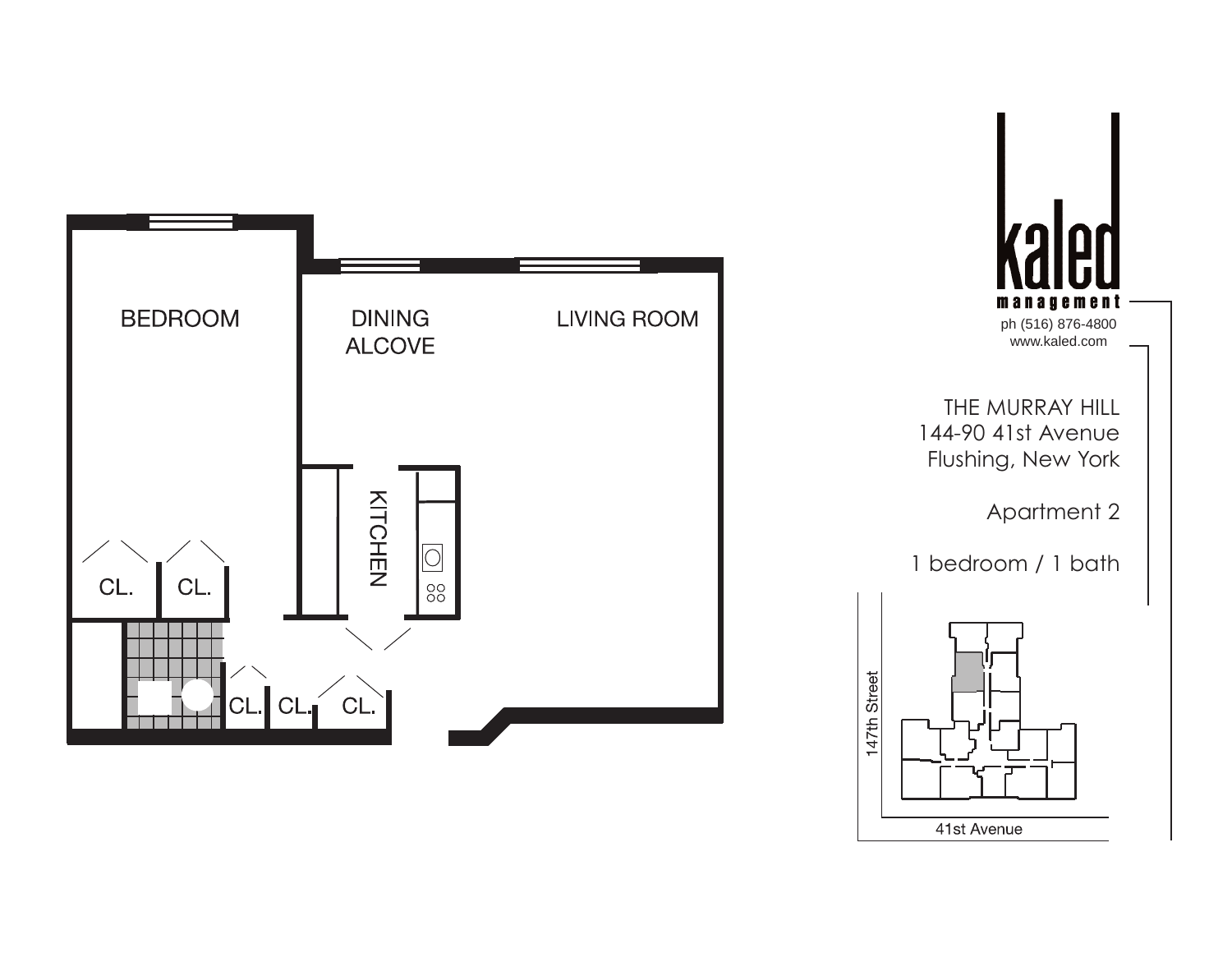BEDROOM

DINING ALCOVE

LIVING ROOM

KITCHEN

CL.

CL.

CL.

CL.

CL.

**kaled**
**management**
ph (516) 876-4800
www.kaled.com

THE MURRAY HILL
144-90 41st Avenue
Flushing, New York

Apartment 2

1 bedroom / 1 bath

147th Street

41st Avenue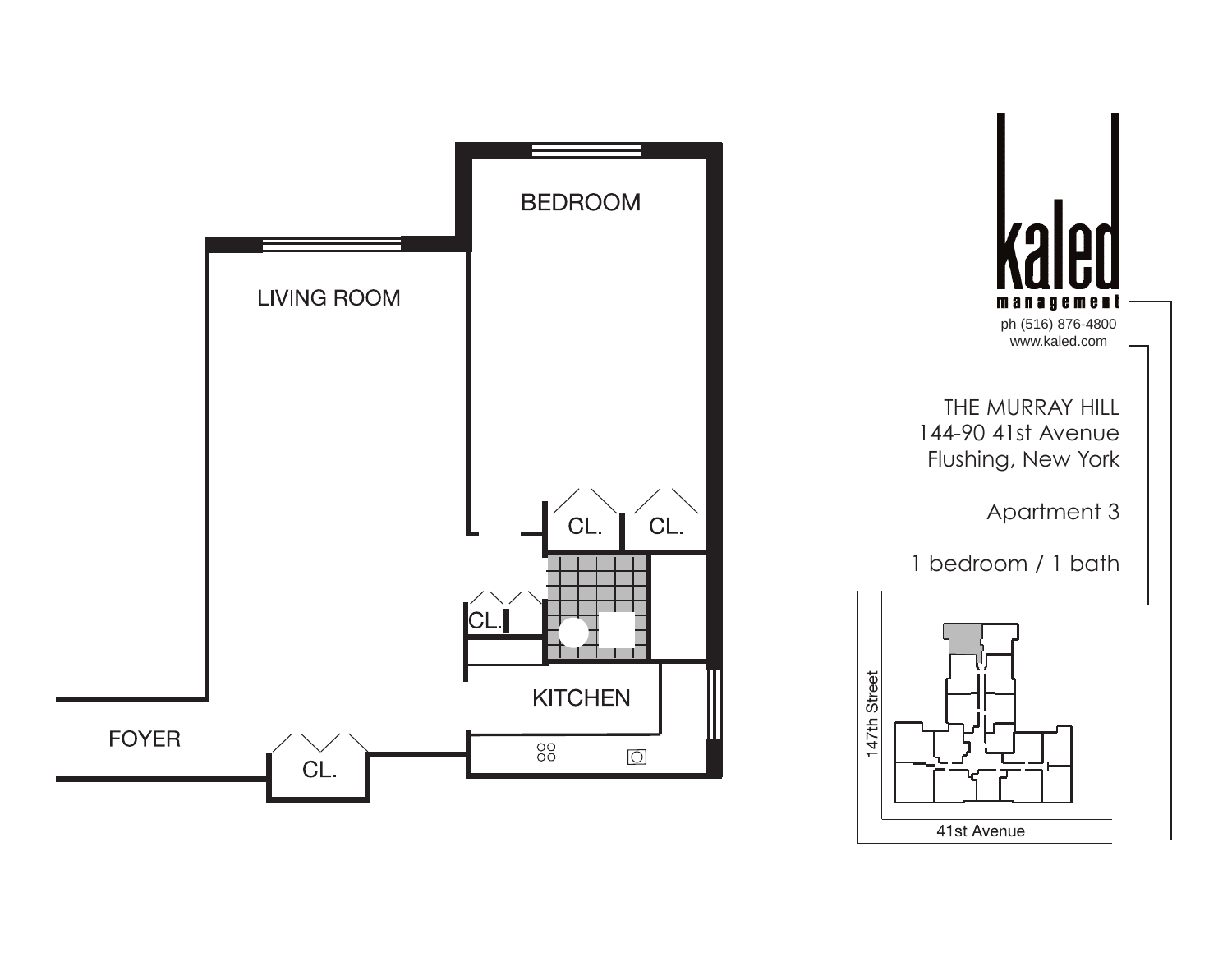LIVING ROOM

BEDROOM

CL.

CL.

CL.

KITCHEN

FOYER

CL.

**kaled**
**management**

ph (516) 876-4800
www.kaled.com

THE MURRAY HILL
144-90 41st Avenue
Flushing, New York

Apartment 3

1 bedroom / 1 bath

147th Street

41st Avenue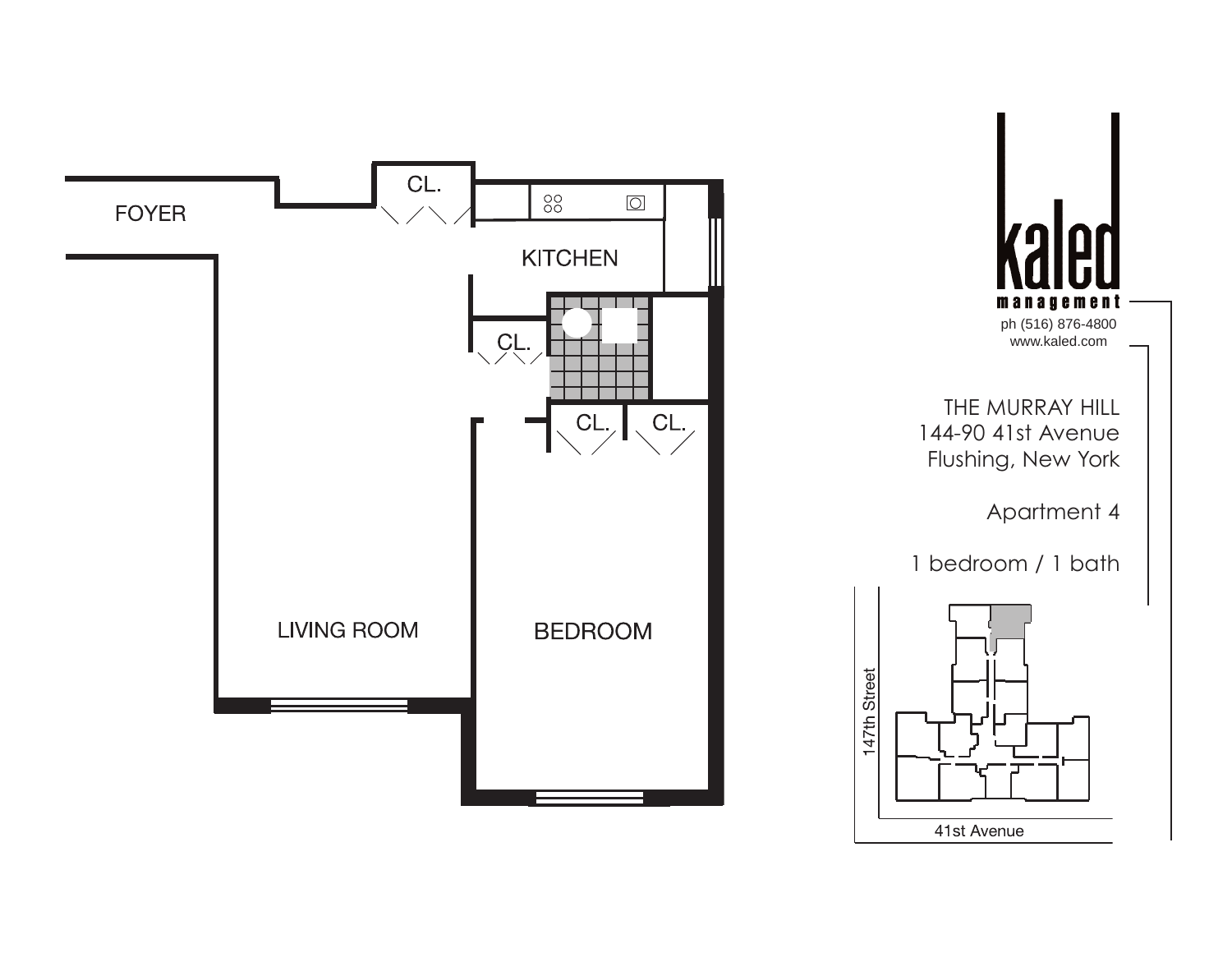FOYER

CL.

KITCHEN

CL.

CL.

CL.

LIVING ROOM

BEDROOM

kaled

management

ph (516) 876-4800

www.kaled.com

THE MURRAY HILL

144-90 41st Avenue

Flushing, New York

Apartment 4

1 bedroom / 1 bath

147th Street

41st Avenue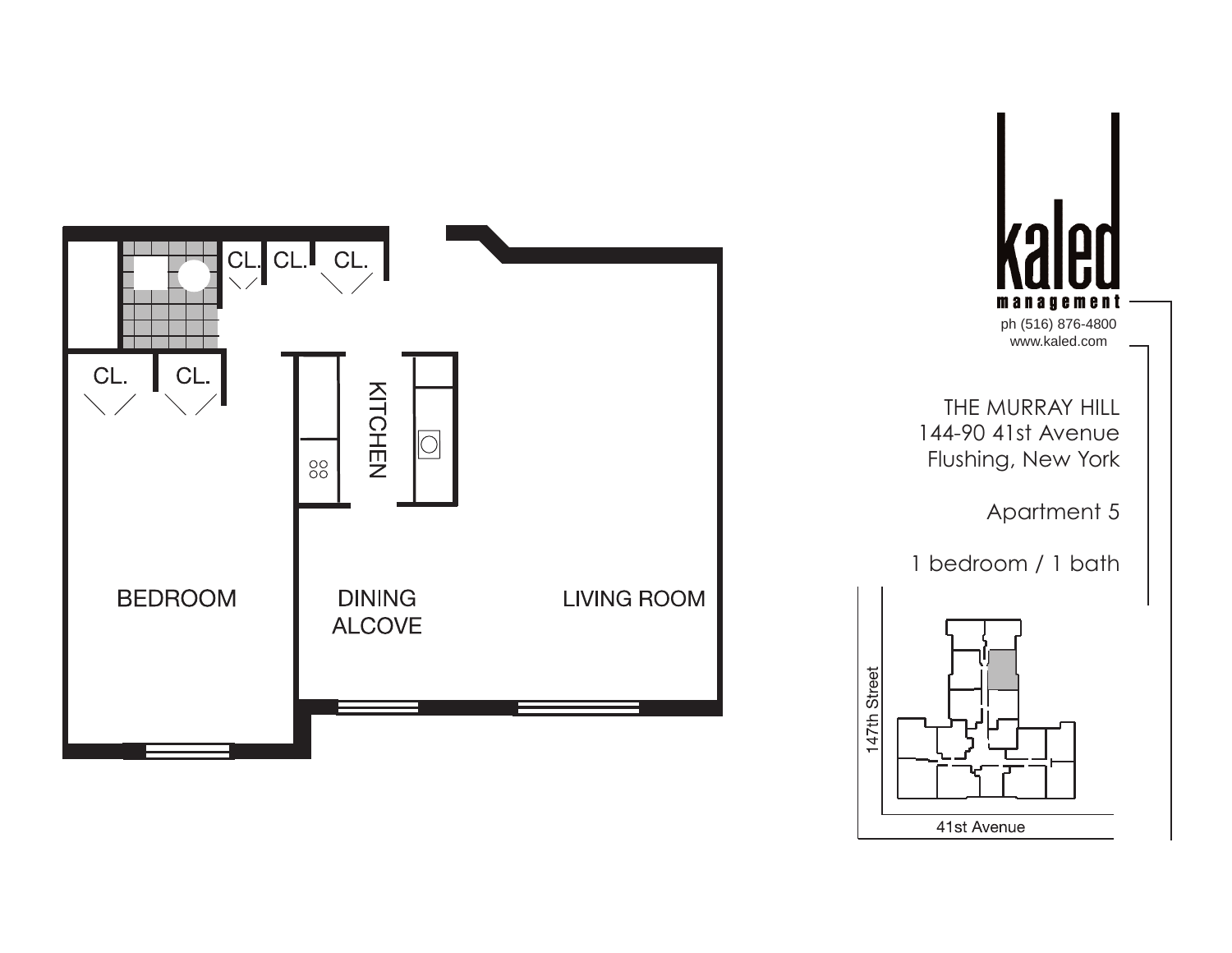kaled
management
ph (516) 876-4800
www.kaled.com

THE MURRAY HILL
144-90 41st Avenue
Flushing, New York

Apartment 5

1 bedroom / 1 bath

CL. CL. CL.

CL. CL.

KITCHEN

BEDROOM

DINING ALCOVE

LIVING ROOM

147th Street

41st Avenue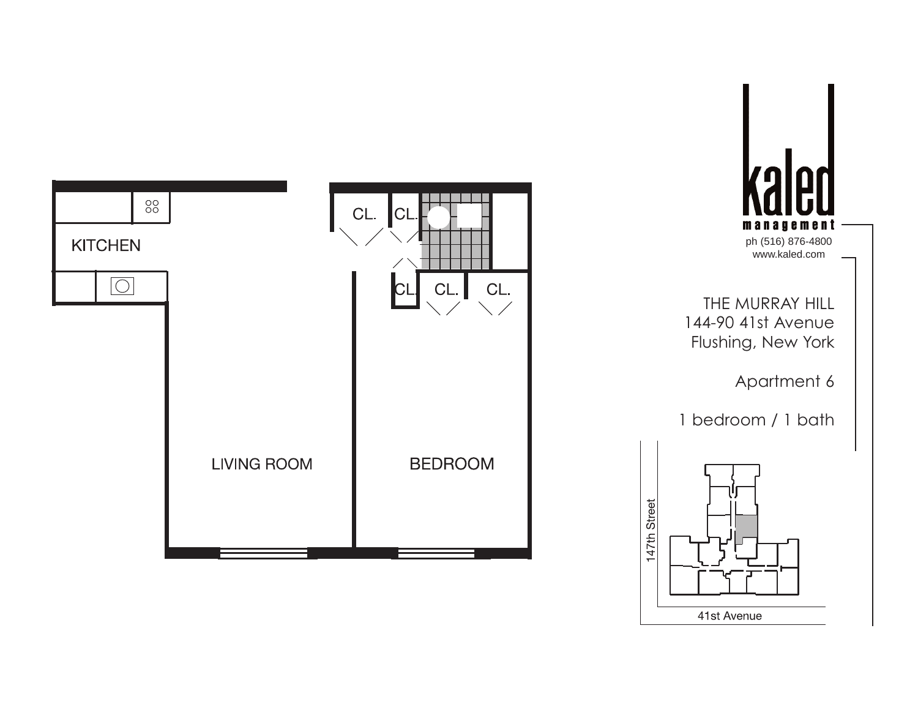KITCHEN

CL.

CL.

CL.

CL.

CL.

LIVING ROOM

BEDROOM

kaled
management

ph (516) 876-4800
www.kaled.com

THE MURRAY HILL
144-90 41st Avenue
Flushing, New York

Apartment 6

1 bedroom / 1 bath

147th Street

41st Avenue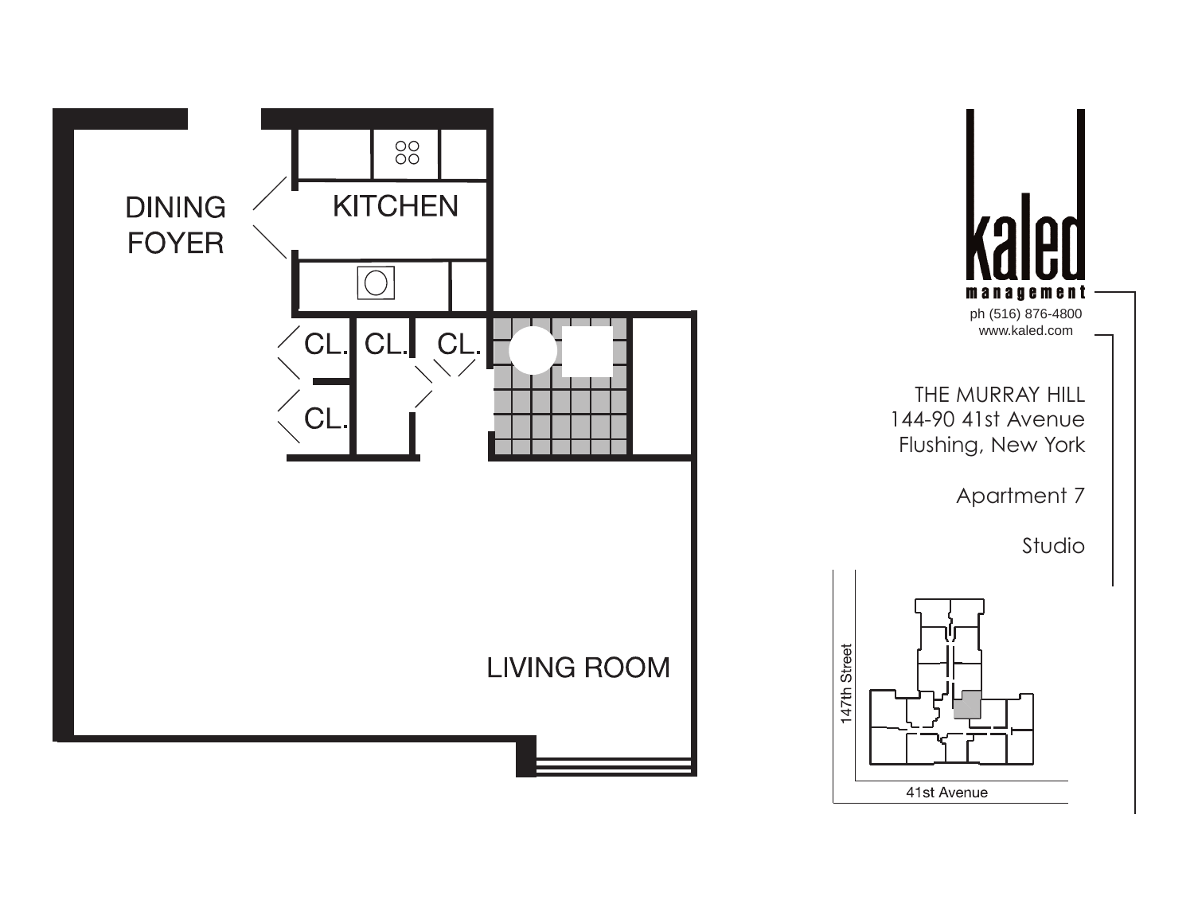DINING FOYER

KITCHEN

CL.

CL.

CL.

CL.

LIVING ROOM

**kaled**
**management**

ph (516) 876-4800
www.kaled.com

THE MURRAY HILL
144-90 41st Avenue
Flushing, New York

Apartment 7

Studio

147th Street

41st Avenue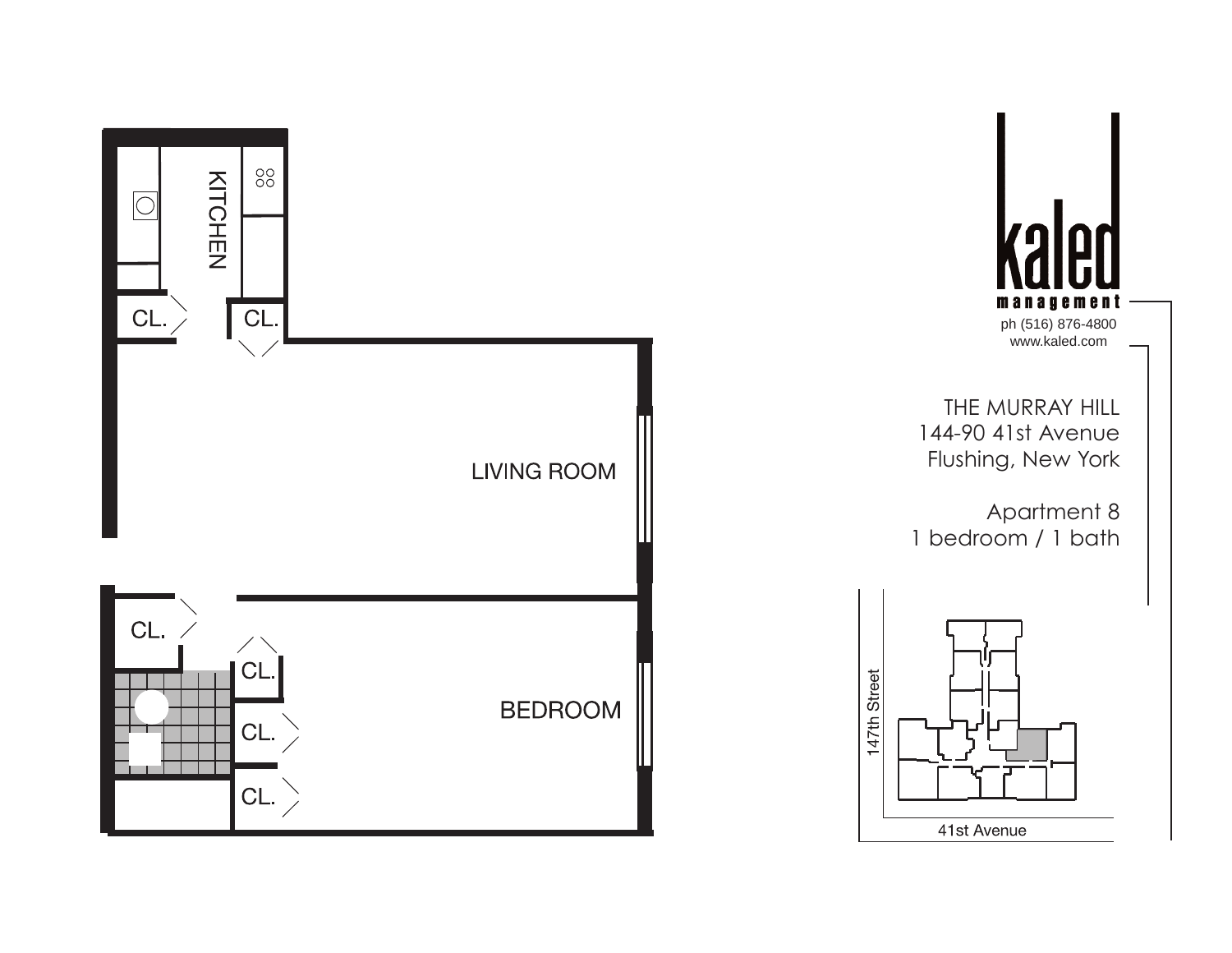KITCHEN

CL.

CL.

LIVING ROOM

CL.

CL.

CL.

CL.

BEDROOM

kaled

management

ph (516) 876-4800

www.kaled.com

THE MURRAY HILL

144-90 41st Avenue

Flushing, New York

Apartment 8

1 bedroom / 1 bath

147th Street

41st Avenue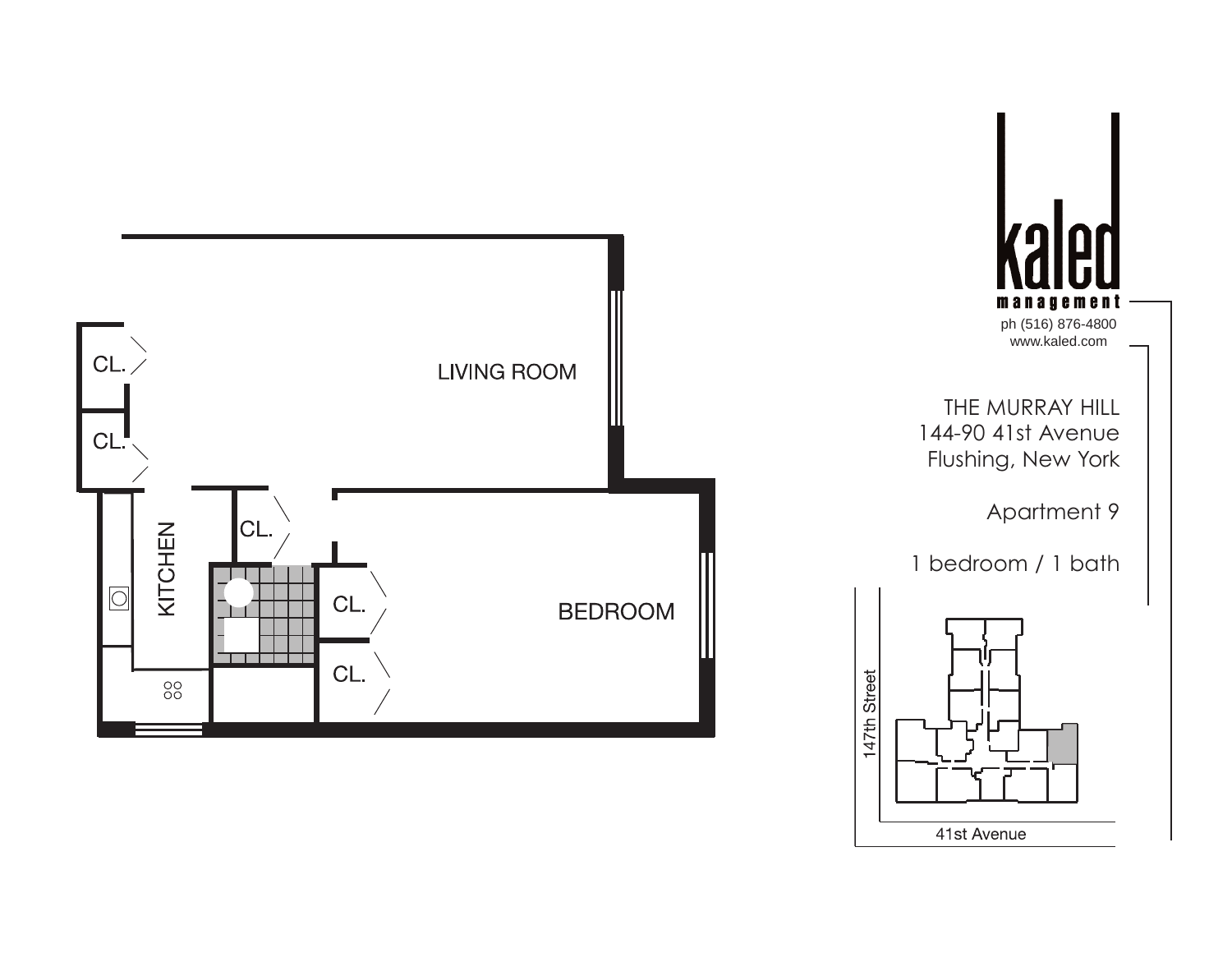kaled management

ph (516) 876-4800
www.kaled.com

THE MURRAY HILL
144-90 41st Avenue
Flushing, New York

Apartment 9

1 bedroom / 1 bath

LIVING ROOM

BEDROOM

KITCHEN

CL.

CL.

CL.

CL.

CL.

147th Street

41st Avenue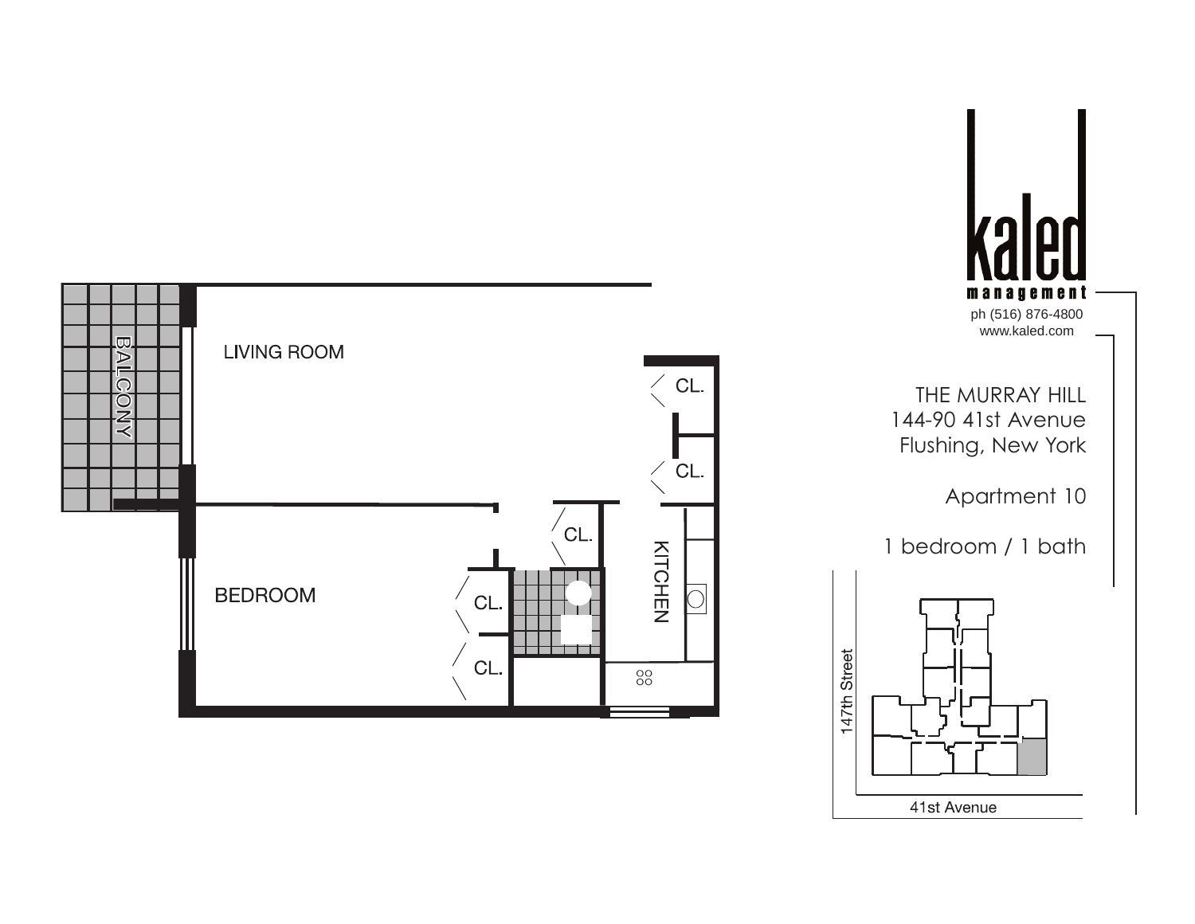**kaled management**

ph (516) 876-4800
www.kaled.com

THE MURRAY HILL
144-90 41st Avenue
Flushing, New York

Apartment 10

1 bedroom / 1 bath

LIVING ROOM

BALCONY

BEDROOM

KITCHEN

CL.

CL.

CL.

CL.

CL.

147th Street

41st Avenue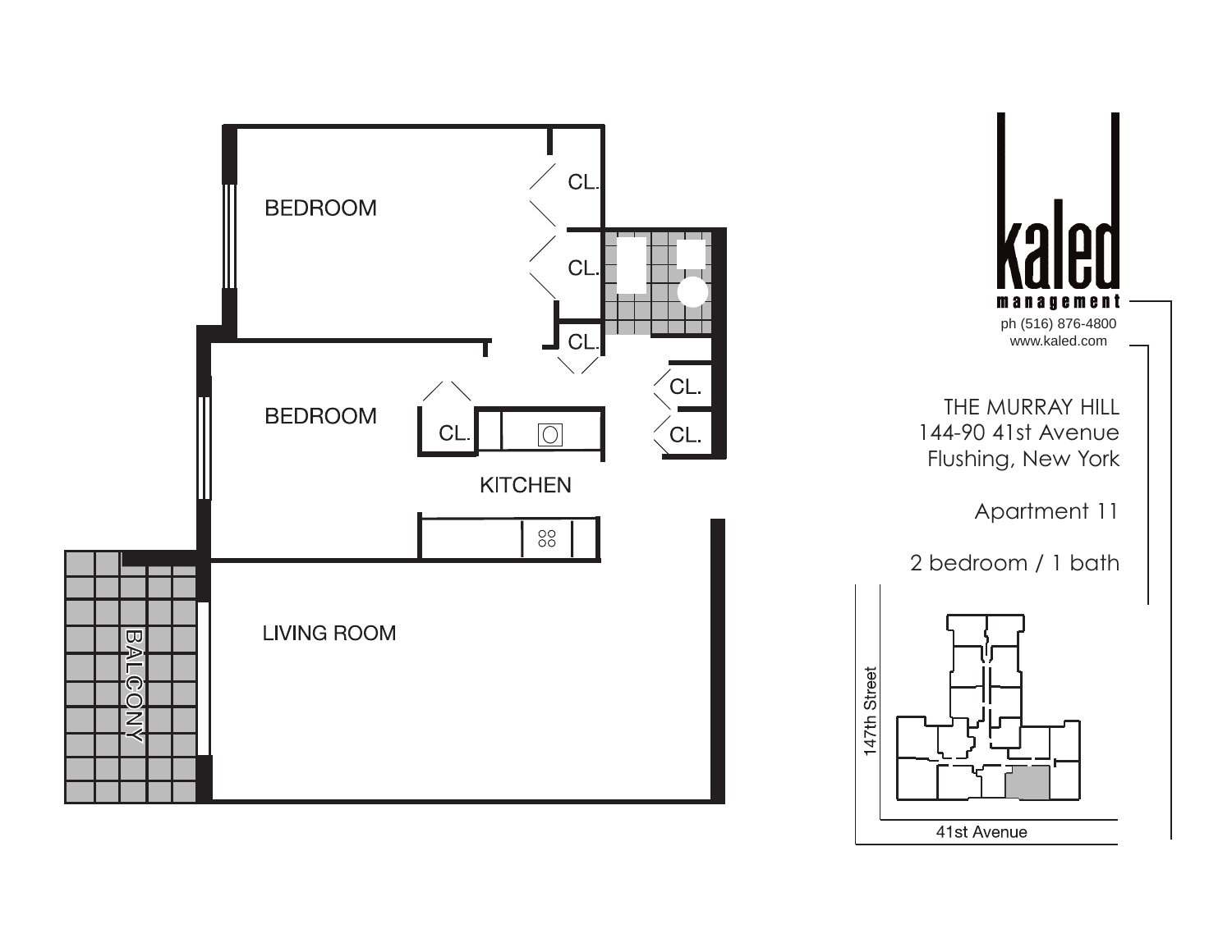BEDROOM

CL.

CL.

CL.

BEDROOM

CL.

CL.

CL.

KITCHEN

LIVING ROOM

BALCONY

kaled
management

ph (516) 876-4800
www.kaled.com

THE MURRAY HILL
144-90 41st Avenue
Flushing, New York

Apartment 11

2 bedroom / 1 bath

147th Street

41st Avenue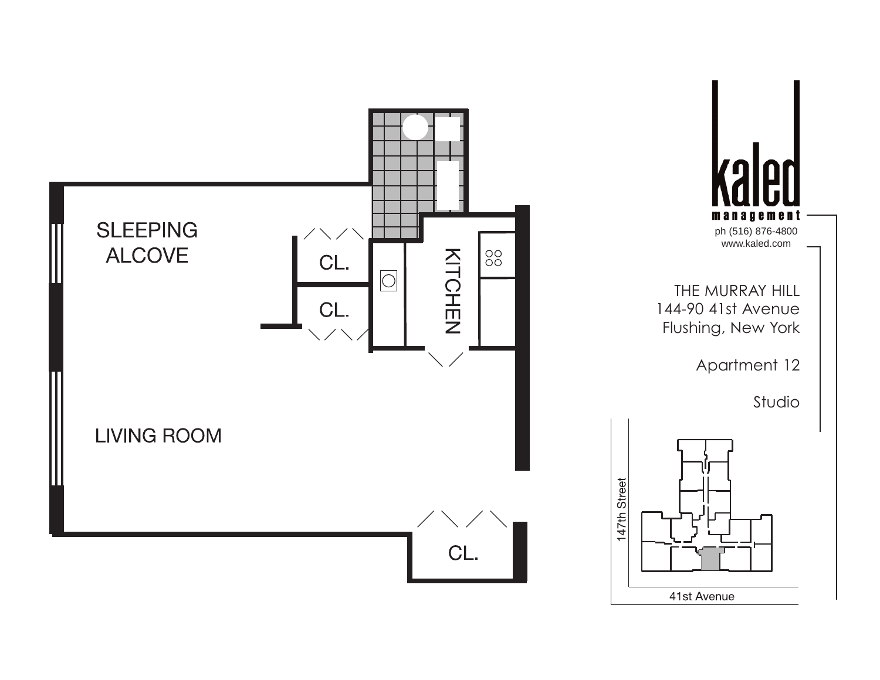SLEEPING ALCOVE

CL.

CL.

KITCHEN

LIVING ROOM

CL.

**kaled management**

ph (516) 876-4800
www.kaled.com

THE MURRAY HILL
144-90 41st Avenue
Flushing, New York

Apartment 12

Studio

147th Street

41st Avenue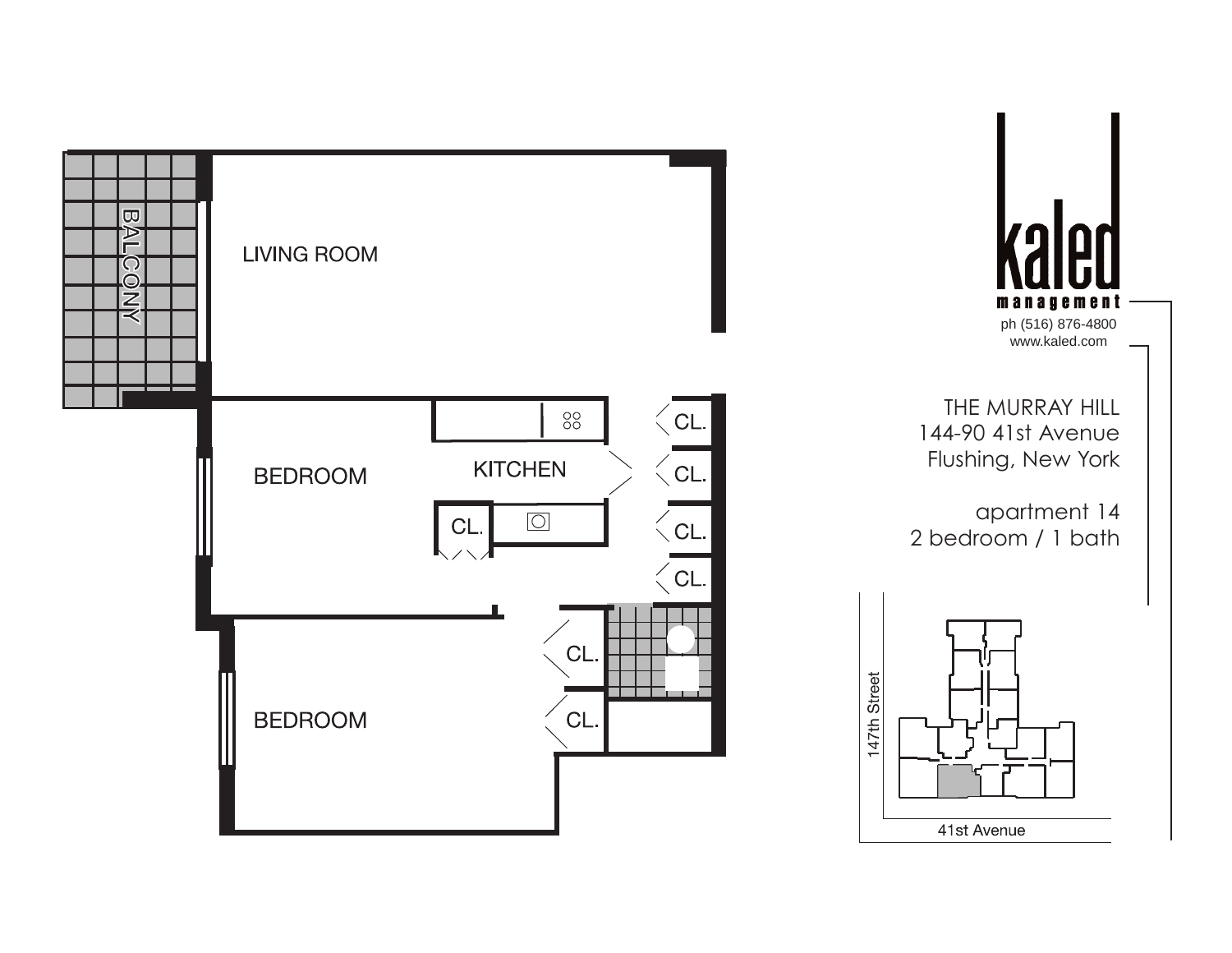LIVING ROOM

BALCONY

BEDROOM

KITCHEN

CL.

CL.

CL.

CL.

CL.

CL.

CL.

BEDROOM

**kaled**

**management**

ph (516) 876-4800

www.kaled.com

THE MURRAY HILL

144-90 41st Avenue

Flushing, New York

apartment 14

2 bedroom / 1 bath

147th Street

41st Avenue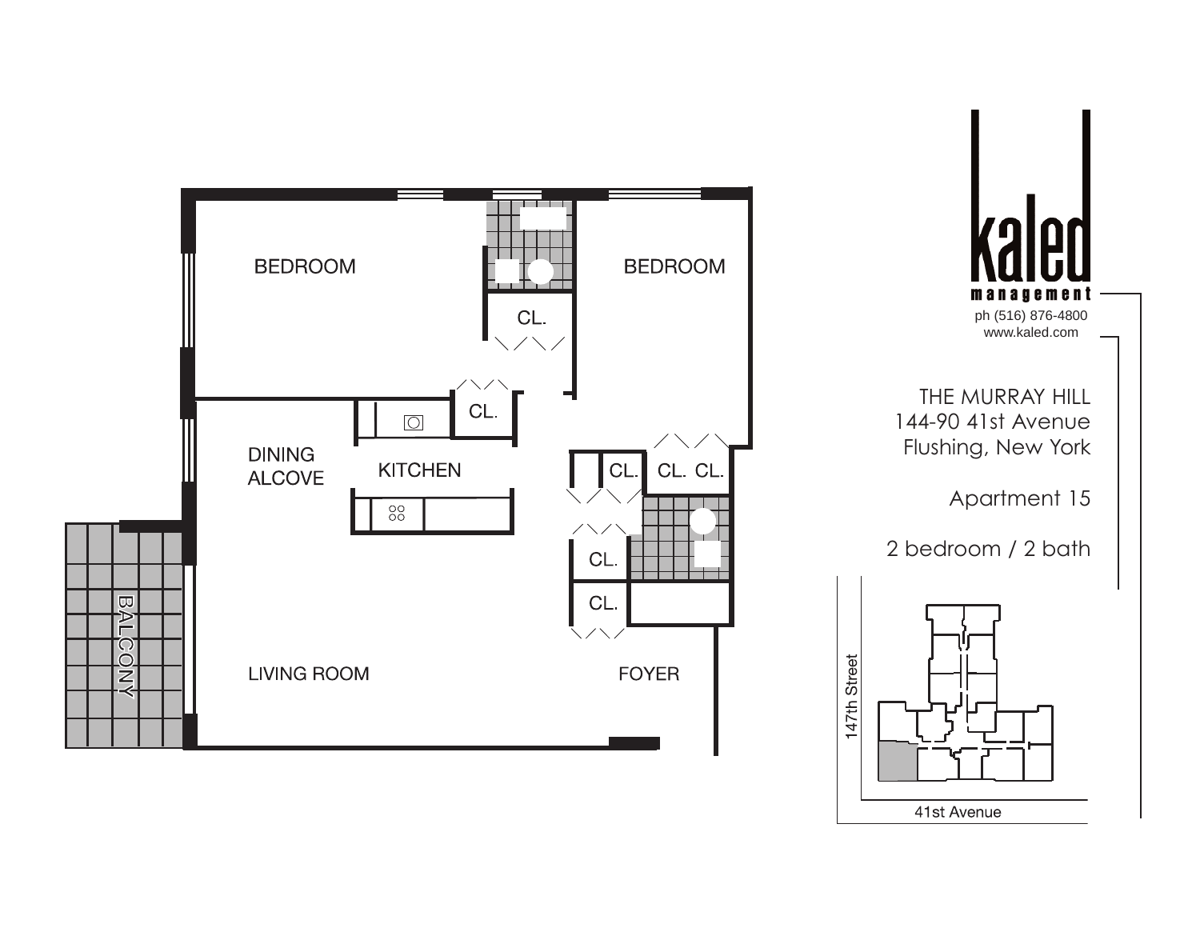BEDROOM

CL.

BEDROOM

CL.

DINING ALCOVE

KITCHEN

CL.

CL. CL.

CL.

CL.

BALCONY

LIVING ROOM

FOYER

**kaled**
**management**
ph (516) 876-4800
www.kaled.com

THE MURRAY HILL
144-90 41st Avenue
Flushing, New York

Apartment 15

2 bedroom / 2 bath

147th Street

41st Avenue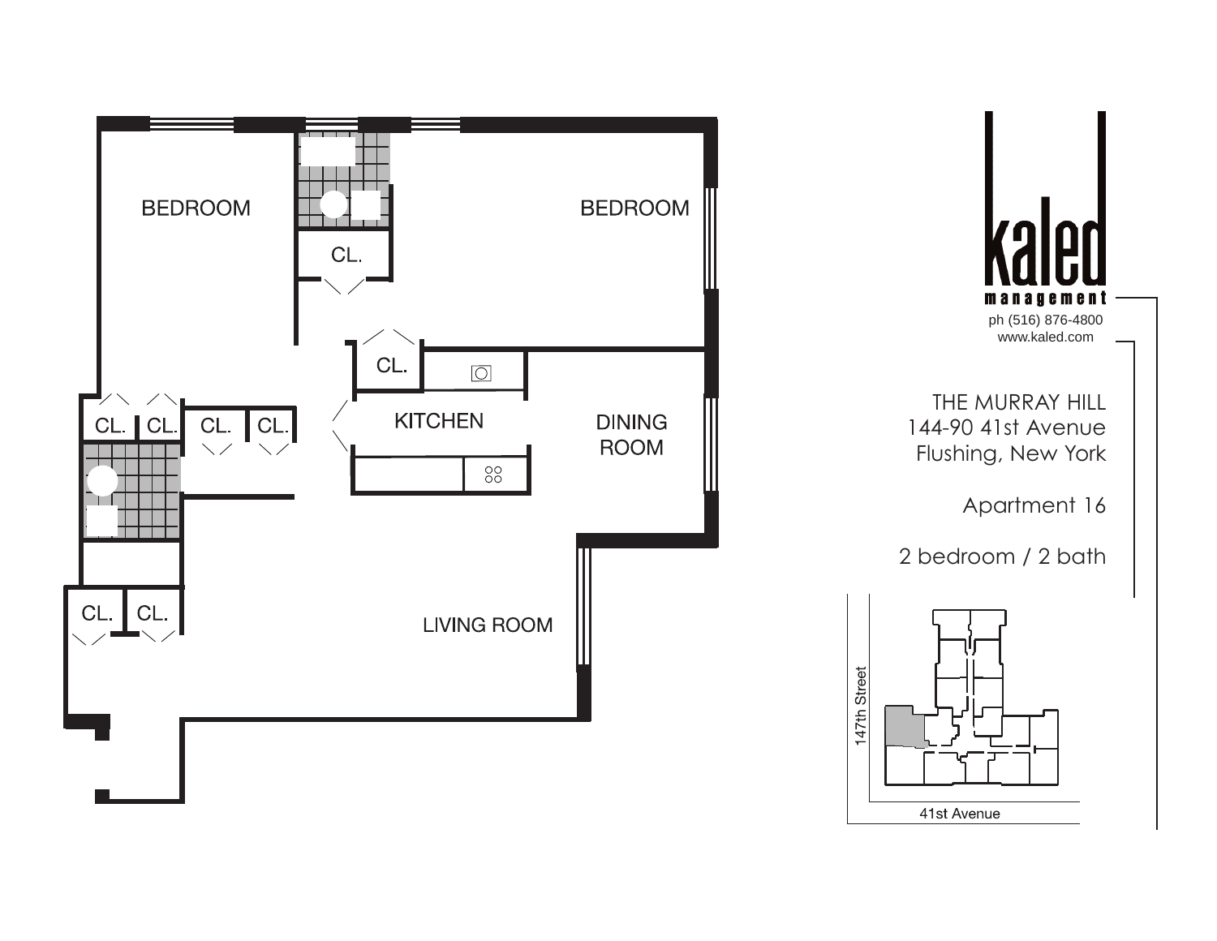BEDROOM

BEDROOM

CL.

CL.

KITCHEN

DINING ROOM

CL. CL. CL. CL.

CL. CL.

LIVING ROOM

**kaled**
**management**
ph (516) 876-4800
www.kaled.com

THE MURRAY HILL
144-90 41st Avenue
Flushing, New York

Apartment 16

2 bedroom / 2 bath

147th Street

41st Avenue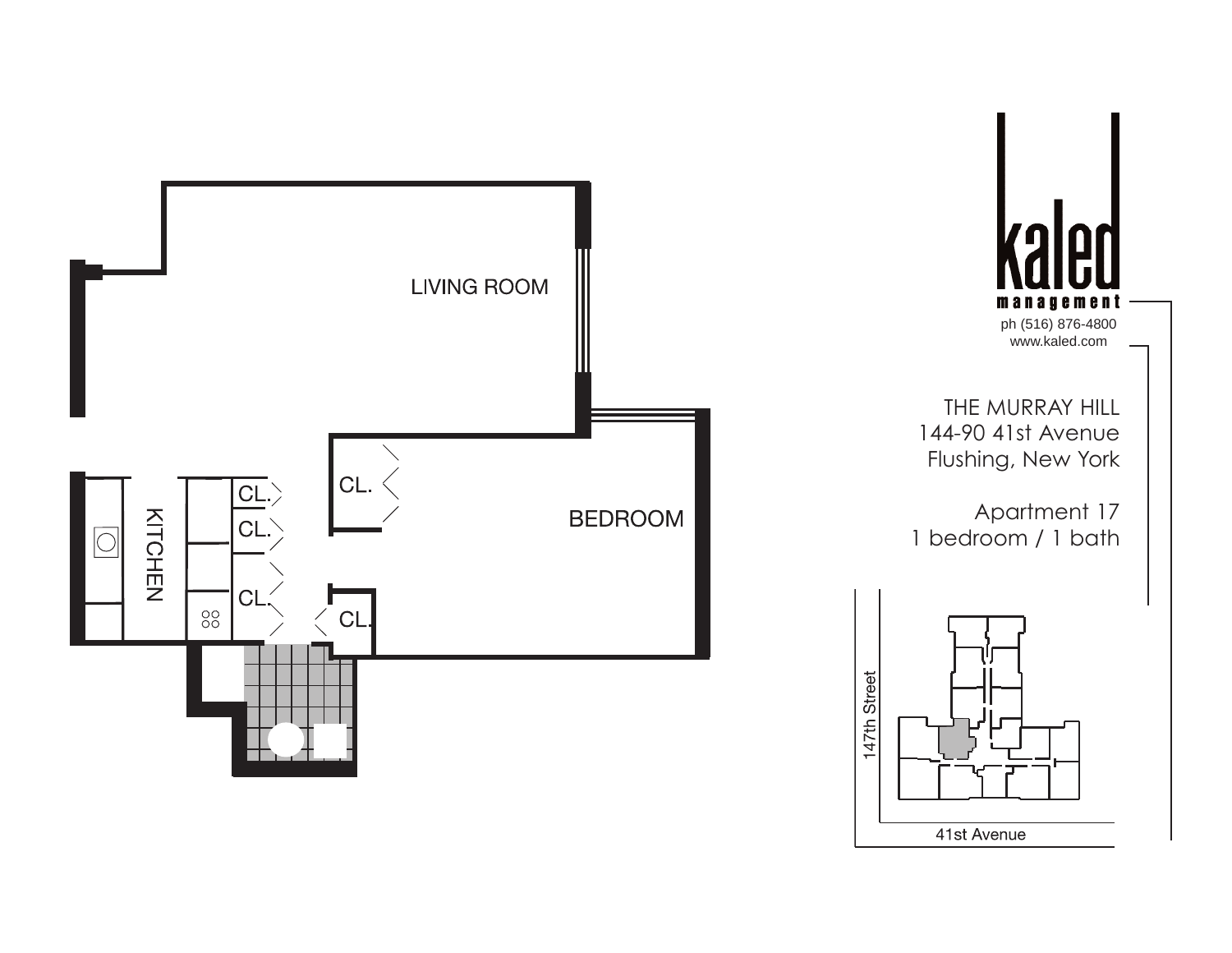LIVING ROOM

BEDROOM

KITCHEN

CL.

CL.

CL.

CL.

CL.

kaled
management

ph (516) 876-4800
www.kaled.com

THE MURRAY HILL
144-90 41st Avenue
Flushing, New York

Apartment 17
1 bedroom / 1 bath

147th Street

41st Avenue